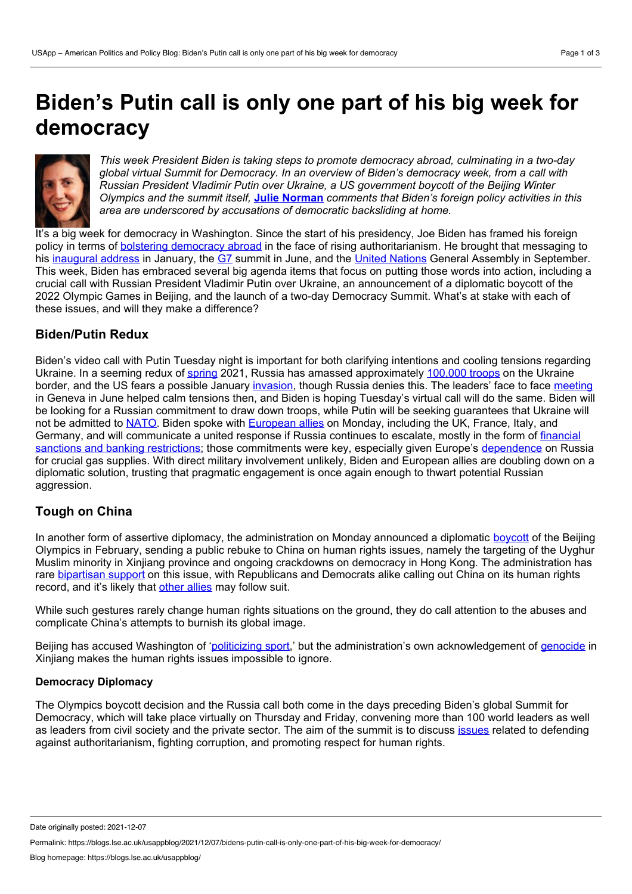# Biden's Putin call is only one part of his big week for democracy

*This week President Biden is taking steps to promote democracy abroad, culminating in a two-day global virtual Summit for Democracy. In an overview of Biden's democracy week, from a call with Russian President Vladimir Putin over Ukraine, a US government boycott of the Beijing Winter Olympics and the summit itself,* ***Julie Norman*** *comments that Biden's foreign policy activities in this area are underscored by accusations of democratic backsliding at home.*

It's a big week for democracy in Washington. Since the start of his presidency, Joe Biden has framed his foreign policy in terms of bolstering democracy abroad in the face of rising authoritarianism. He brought that messaging to his inaugural address in January, the G7 summit in June, and the United Nations General Assembly in September. This week, Biden has embraced several big agenda items that focus on putting those words into action, including a crucial call with Russian President Vladimir Putin over Ukraine, an announcement of a diplomatic boycott of the 2022 Olympic Games in Beijing, and the launch of a two-day Democracy Summit. What's at stake with each of these issues, and will they make a difference?

## Biden/Putin Redux

Biden's video call with Putin Tuesday night is important for both clarifying intentions and cooling tensions regarding Ukraine. In a seeming redux of spring 2021, Russia has amassed approximately 100,000 troops on the Ukraine border, and the US fears a possible January invasion, though Russia denies this. The leaders' face to face meeting in Geneva in June helped calm tensions then, and Biden is hoping Tuesday's virtual call will do the same. Biden will be looking for a Russian commitment to draw down troops, while Putin will be seeking guarantees that Ukraine will not be admitted to NATO. Biden spoke with European allies on Monday, including the UK, France, Italy, and Germany, and will communicate a united response if Russia continues to escalate, mostly in the form of financial sanctions and banking restrictions; those commitments were key, especially given Europe's dependence on Russia for crucial gas supplies. With direct military involvement unlikely, Biden and European allies are doubling down on a diplomatic solution, trusting that pragmatic engagement is once again enough to thwart potential Russian aggression.

## Tough on China

In another form of assertive diplomacy, the administration on Monday announced a diplomatic boycott of the Beijing Olympics in February, sending a public rebuke to China on human rights issues, namely the targeting of the Uyghur Muslim minority in Xinjiang province and ongoing crackdowns on democracy in Hong Kong. The administration has rare bipartisan support on this issue, with Republicans and Democrats alike calling out China on its human rights record, and it's likely that other allies may follow suit.

While such gestures rarely change human rights situations on the ground, they do call attention to the abuses and complicate China's attempts to burnish its global image.

Beijing has accused Washington of 'politicizing sport,' but the administration's own acknowledgement of genocide in Xinjiang makes the human rights issues impossible to ignore.

### Democracy Diplomacy

The Olympics boycott decision and the Russia call both come in the days preceding Biden's global Summit for Democracy, which will take place virtually on Thursday and Friday, convening more than 100 world leaders as well as leaders from civil society and the private sector. The aim of the summit is to discuss issues related to defending against authoritarianism, fighting corruption, and promoting respect for human rights.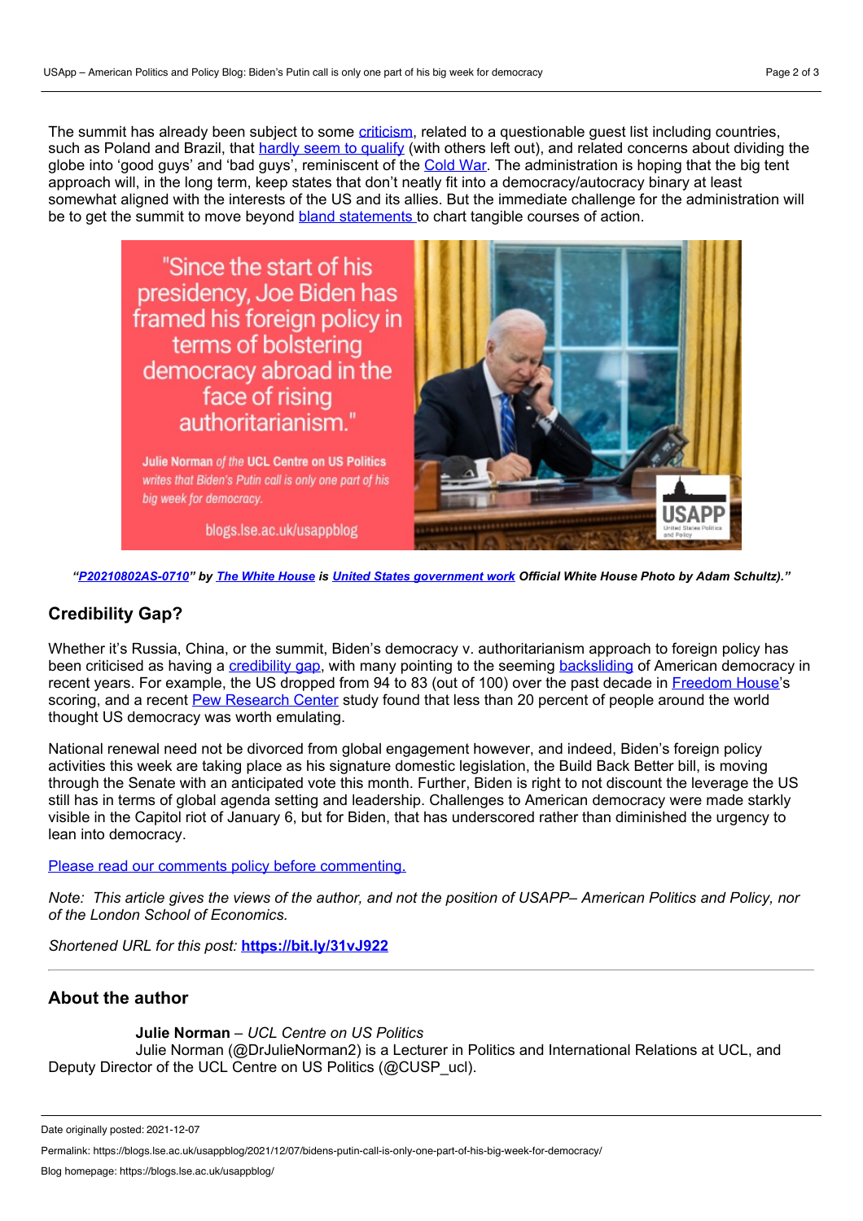The summit has already been subject to some criticism, related to a questionable guest list including countries, such as Poland and Brazil, that hardly seem to qualify (with others left out), and related concerns about dividing the globe into 'good guys' and 'bad guys', reminiscent of the Cold War. The administration is hoping that the big tent approach will, in the long term, keep states that don't neatly fit into a democracy/autocracy binary at least somewhat aligned with the interests of the US and its allies. But the immediate challenge for the administration will be to get the summit to move beyond bland statements to chart tangible courses of action.

***"P20210802AS-0710" by The White House is United States government work Official White House Photo by Adam Schultz)."***

## Credibility Gap?

Whether it's Russia, China, or the summit, Biden's democracy v. authoritarianism approach to foreign policy has been criticised as having a credibility gap, with many pointing to the seeming backsliding of American democracy in recent years. For example, the US dropped from 94 to 83 (out of 100) over the past decade in Freedom House's scoring, and a recent Pew Research Center study found that less than 20 percent of people around the world thought US democracy was worth emulating.

National renewal need not be divorced from global engagement however, and indeed, Biden's foreign policy activities this week are taking place as his signature domestic legislation, the Build Back Better bill, is moving through the Senate with an anticipated vote this month. Further, Biden is right to not discount the leverage the US still has in terms of global agenda setting and leadership. Challenges to American democracy were made starkly visible in the Capitol riot of January 6, but for Biden, that has underscored rather than diminished the urgency to lean into democracy.

Please read our comments policy before commenting.

*Note: This article gives the views of the author, and not the position of USAPP– American Politics and Policy, nor of the London School of Economics.*

*Shortened URL for this post:* **https://bit.ly/31vJ922**

---

## About the author

**Julie Norman** – *UCL Centre on US Politics*
Julie Norman (@DrJulieNorman2) is a Lecturer in Politics and International Relations at UCL, and Deputy Director of the UCL Centre on US Politics (@CUSP_ucl).

Date originally posted: 2021-12-07

Permalink: https://blogs.lse.ac.uk/usappblog/2021/12/07/bidens-putin-call-is-only-one-part-of-his-big-week-for-democracy/

Blog homepage: https://blogs.lse.ac.uk/usappblog/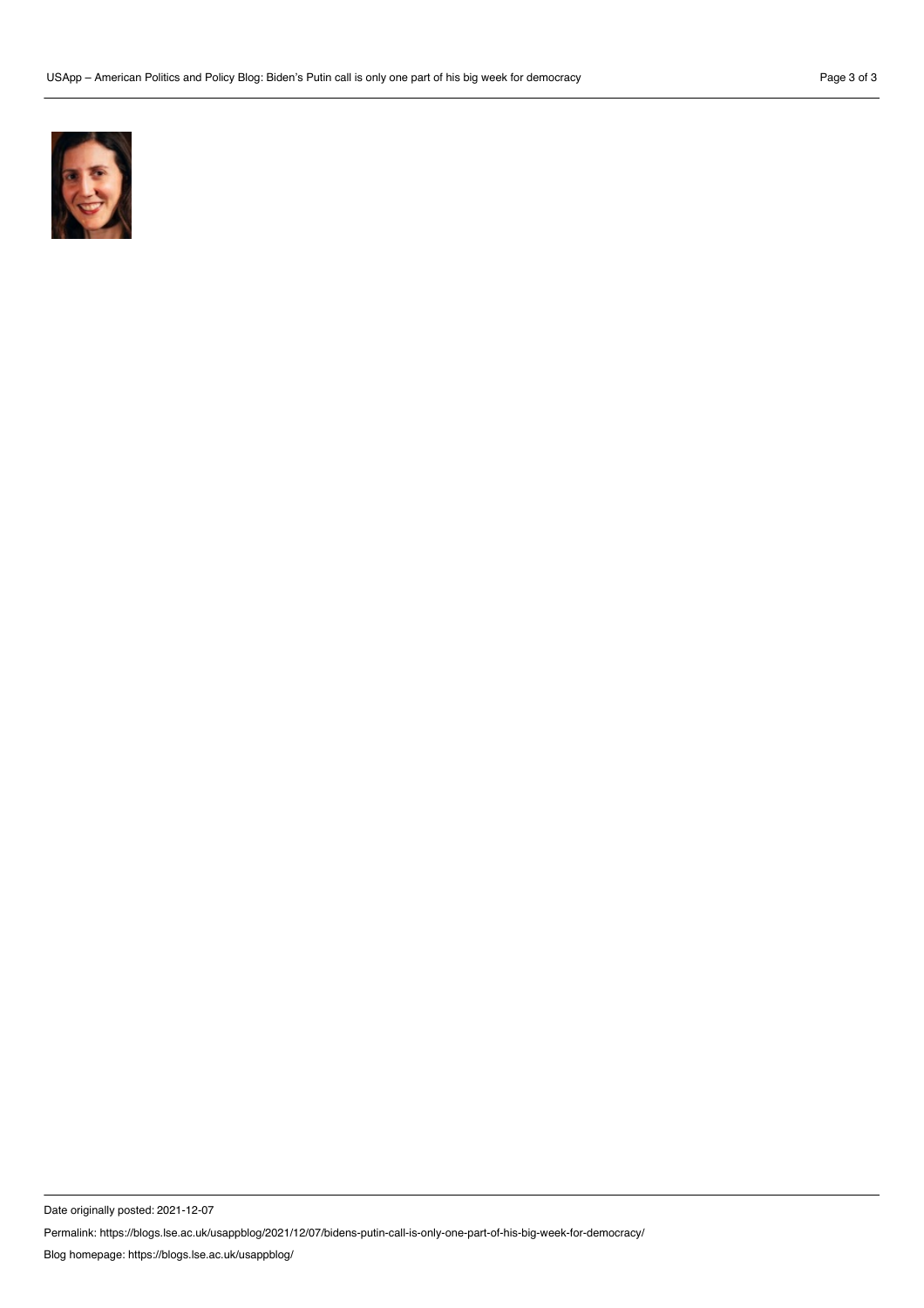Date originally posted: 2021-12-07

Permalink: https://blogs.lse.ac.uk/usappblog/2021/12/07/bidens-putin-call-is-only-one-part-of-his-big-week-for-democracy/

Blog homepage: https://blogs.lse.ac.uk/usappblog/